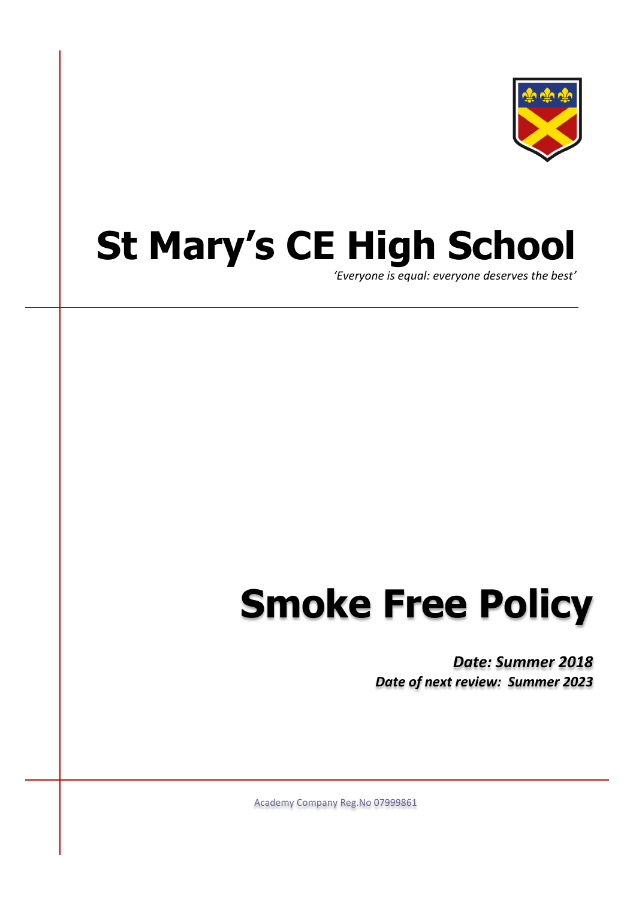# St Mary's CE High School

*'Everyone is equal: everyone deserves the best'*

# Smoke Free Policy

***Date: Summer 2018***

***Date of next review: Summer 2023***

Academy Company Reg.No 07999861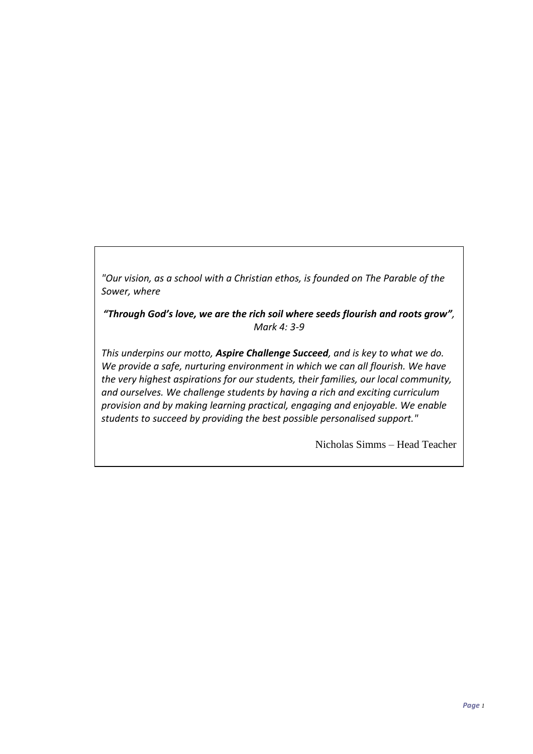*"Our vision, as a school with a Christian ethos, is founded on The Parable of the Sower, where*

***"Through God's love, we are the rich soil where seeds flourish and roots grow",*** *Mark 4: 3-9*

*This underpins our motto, **Aspire Challenge Succeed**, and is key to what we do. We provide a safe, nurturing environment in which we can all flourish. We have the very highest aspirations for our students, their families, our local community, and ourselves. We challenge students by having a rich and exciting curriculum provision and by making learning practical, engaging and enjoyable. We enable students to succeed by providing the best possible personalised support."*

Nicholas Simms – Head Teacher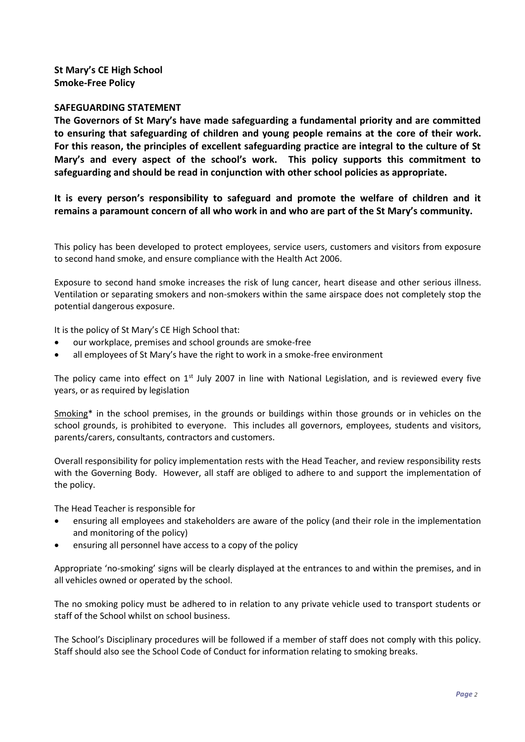**St Mary's CE High School**
**Smoke-Free Policy**

**SAFEGUARDING STATEMENT**

**The Governors of St Mary's have made safeguarding a fundamental priority and are committed to ensuring that safeguarding of children and young people remains at the core of their work. For this reason, the principles of excellent safeguarding practice are integral to the culture of St Mary's and every aspect of the school's work. This policy supports this commitment to safeguarding and should be read in conjunction with other school policies as appropriate.**

**It is every person's responsibility to safeguard and promote the welfare of children and it remains a paramount concern of all who work in and who are part of the St Mary's community.**

This policy has been developed to protect employees, service users, customers and visitors from exposure to second hand smoke, and ensure compliance with the Health Act 2006.

Exposure to second hand smoke increases the risk of lung cancer, heart disease and other serious illness. Ventilation or separating smokers and non-smokers within the same airspace does not completely stop the potential dangerous exposure.

It is the policy of St Mary's CE High School that:

- our workplace, premises and school grounds are smoke-free
- all employees of St Mary's have the right to work in a smoke-free environment

The policy came into effect on 1st July 2007 in line with National Legislation, and is reviewed every five years, or as required by legislation

Smoking* in the school premises, in the grounds or buildings within those grounds or in vehicles on the school grounds, is prohibited to everyone. This includes all governors, employees, students and visitors, parents/carers, consultants, contractors and customers.

Overall responsibility for policy implementation rests with the Head Teacher, and review responsibility rests with the Governing Body. However, all staff are obliged to adhere to and support the implementation of the policy.

The Head Teacher is responsible for

- ensuring all employees and stakeholders are aware of the policy (and their role in the implementation and monitoring of the policy)
- ensuring all personnel have access to a copy of the policy

Appropriate 'no-smoking' signs will be clearly displayed at the entrances to and within the premises, and in all vehicles owned or operated by the school.

The no smoking policy must be adhered to in relation to any private vehicle used to transport students or staff of the School whilst on school business.

The School's Disciplinary procedures will be followed if a member of staff does not comply with this policy. Staff should also see the School Code of Conduct for information relating to smoking breaks.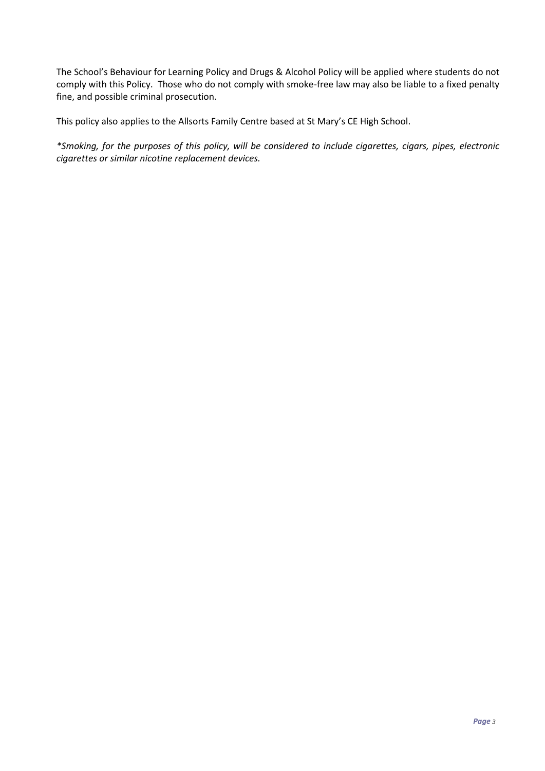The School's Behaviour for Learning Policy and Drugs & Alcohol Policy will be applied where students do not comply with this Policy. Those who do not comply with smoke-free law may also be liable to a fixed penalty fine, and possible criminal prosecution.

This policy also applies to the Allsorts Family Centre based at St Mary's CE High School.

*\*Smoking, for the purposes of this policy, will be considered to include cigarettes, cigars, pipes, electronic cigarettes or similar nicotine replacement devices.*